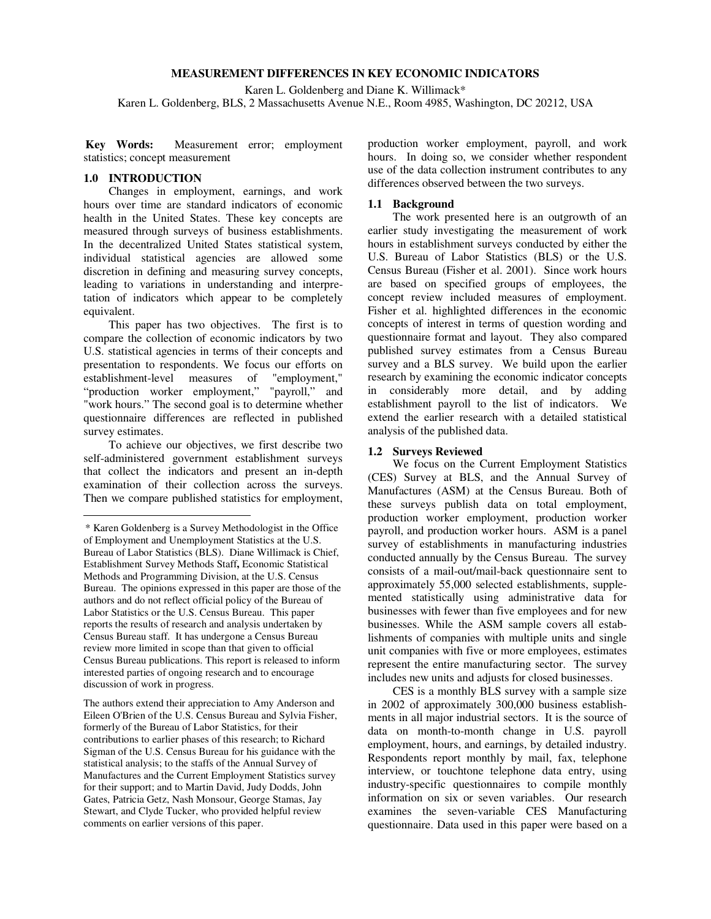# MEASUREMENT DIFFERENCES IN KEY ECONOMIC INDICATORS

Karen L. Goldenberg and Diane K. Willimack*

Karen L. Goldenberg, BLS, 2 Massachusetts Avenue N.E., Room 4985, Washington, DC 20212, USA

**Key Words:** Measurement error; employment statistics; concept measurement

## 1.0 INTRODUCTION

Changes in employment, earnings, and work hours over time are standard indicators of economic health in the United States. These key concepts are measured through surveys of business establishments. In the decentralized United States statistical system, individual statistical agencies are allowed some discretion in defining and measuring survey concepts, leading to variations in understanding and interpretation of indicators which appear to be completely equivalent.

This paper has two objectives. The first is to compare the collection of economic indicators by two U.S. statistical agencies in terms of their concepts and presentation to respondents. We focus our efforts on establishment-level measures of "employment," "production worker employment," "payroll," and "work hours." The second goal is to determine whether questionnaire differences are reflected in published survey estimates.

To achieve our objectives, we first describe two self-administered government establishment surveys that collect the indicators and present an in-depth examination of their collection across the surveys. Then we compare published statistics for employment, production worker employment, payroll, and work hours. In doing so, we consider whether respondent use of the data collection instrument contributes to any differences observed between the two surveys.

### 1.1 Background

The work presented here is an outgrowth of an earlier study investigating the measurement of work hours in establishment surveys conducted by either the U.S. Bureau of Labor Statistics (BLS) or the U.S. Census Bureau (Fisher et al. 2001). Since work hours are based on specified groups of employees, the concept review included measures of employment. Fisher et al. highlighted differences in the economic concepts of interest in terms of question wording and questionnaire format and layout. They also compared published survey estimates from a Census Bureau survey and a BLS survey. We build upon the earlier research by examining the economic indicator concepts in considerably more detail, and by adding establishment payroll to the list of indicators. We extend the earlier research with a detailed statistical analysis of the published data.

### 1.2 Surveys Reviewed

We focus on the Current Employment Statistics (CES) Survey at BLS, and the Annual Survey of Manufactures (ASM) at the Census Bureau. Both of these surveys publish data on total employment, production worker employment, production worker payroll, and production worker hours. ASM is a panel survey of establishments in manufacturing industries conducted annually by the Census Bureau. The survey consists of a mail-out/mail-back questionnaire sent to approximately 55,000 selected establishments, supplemented statistically using administrative data for businesses with fewer than five employees and for new businesses. While the ASM sample covers all establishments of companies with multiple units and single unit companies with five or more employees, estimates represent the entire manufacturing sector. The survey includes new units and adjusts for closed businesses.

CES is a monthly BLS survey with a sample size in 2002 of approximately 300,000 business establishments in all major industrial sectors. It is the source of data on month-to-month change in U.S. payroll employment, hours, and earnings, by detailed industry. Respondents report monthly by mail, fax, telephone interview, or touchtone telephone data entry, using industry-specific questionnaires to compile monthly information on six or seven variables. Our research examines the seven-variable CES Manufacturing questionnaire. Data used in this paper were based on a

---

* Karen Goldenberg is a Survey Methodologist in the Office of Employment and Unemployment Statistics at the U.S. Bureau of Labor Statistics (BLS). Diane Willimack is Chief, Establishment Survey Methods Staff**,** Economic Statistical Methods and Programming Division, at the U.S. Census Bureau. The opinions expressed in this paper are those of the authors and do not reflect official policy of the Bureau of Labor Statistics or the U.S. Census Bureau. This paper reports the results of research and analysis undertaken by Census Bureau staff. It has undergone a Census Bureau review more limited in scope than that given to official Census Bureau publications. This report is released to inform interested parties of ongoing research and to encourage discussion of work in progress.

The authors extend their appreciation to Amy Anderson and Eileen O'Brien of the U.S. Census Bureau and Sylvia Fisher, formerly of the Bureau of Labor Statistics, for their contributions to earlier phases of this research; to Richard Sigman of the U.S. Census Bureau for his guidance with the statistical analysis; to the staffs of the Annual Survey of Manufactures and the Current Employment Statistics survey for their support; and to Martin David, Judy Dodds, John Gates, Patricia Getz, Nash Monsour, George Stamas, Jay Stewart, and Clyde Tucker, who provided helpful review comments on earlier versions of this paper.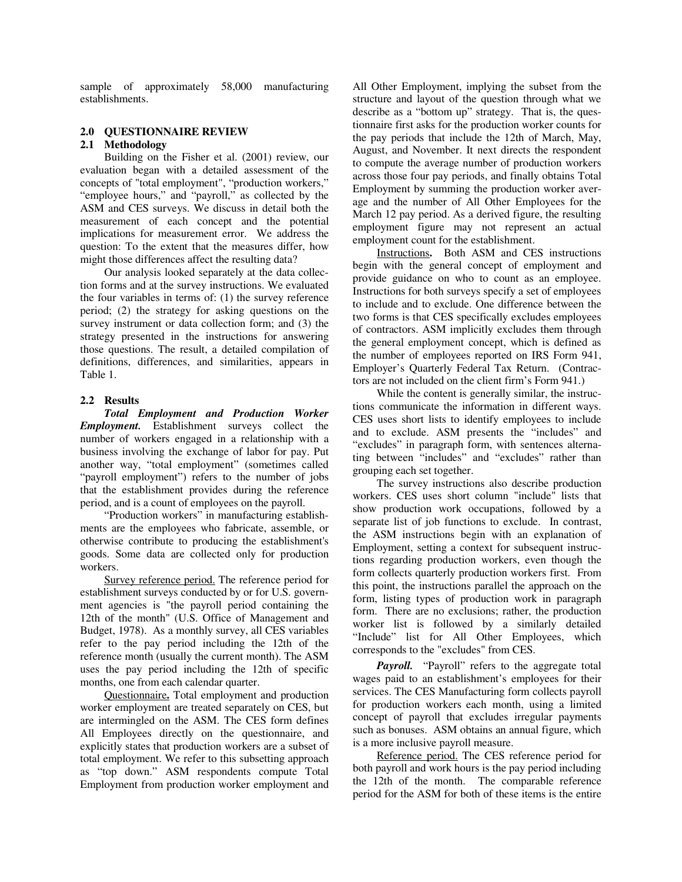sample of approximately 58,000 manufacturing establishments.

## 2.0 QUESTIONNAIRE REVIEW

### 2.1 Methodology

Building on the Fisher et al. (2001) review, our evaluation began with a detailed assessment of the concepts of "total employment", "production workers," "employee hours," and "payroll," as collected by the ASM and CES surveys. We discuss in detail both the measurement of each concept and the potential implications for measurement error. We address the question: To the extent that the measures differ, how might those differences affect the resulting data?

Our analysis looked separately at the data collection forms and at the survey instructions. We evaluated the four variables in terms of: (1) the survey reference period; (2) the strategy for asking questions on the survey instrument or data collection form; and (3) the strategy presented in the instructions for answering those questions. The result, a detailed compilation of definitions, differences, and similarities, appears in Table 1.

### 2.2 Results

***Total Employment and Production Worker Employment.*** Establishment surveys collect the number of workers engaged in a relationship with a business involving the exchange of labor for pay. Put another way, "total employment" (sometimes called "payroll employment") refers to the number of jobs that the establishment provides during the reference period, and is a count of employees on the payroll.

"Production workers" in manufacturing establishments are the employees who fabricate, assemble, or otherwise contribute to producing the establishment's goods. Some data are collected only for production workers.

Survey reference period. The reference period for establishment surveys conducted by or for U.S. government agencies is "the payroll period containing the 12th of the month" (U.S. Office of Management and Budget, 1978). As a monthly survey, all CES variables refer to the pay period including the 12th of the reference month (usually the current month). The ASM uses the pay period including the 12th of specific months, one from each calendar quarter.

**Questionnaire.** Total employment and production worker employment are treated separately on CES, but are intermingled on the ASM. The CES form defines All Employees directly on the questionnaire, and explicitly states that production workers are a subset of total employment. We refer to this subsetting approach as "top down." ASM respondents compute Total Employment from production worker employment and All Other Employment, implying the subset from the structure and layout of the question through what we describe as a "bottom up" strategy. That is, the questionnaire first asks for the production worker counts for the pay periods that include the 12th of March, May, August, and November. It next directs the respondent to compute the average number of production workers across those four pay periods, and finally obtains Total Employment by summing the production worker average and the number of All Other Employees for the March 12 pay period. As a derived figure, the resulting employment figure may not represent an actual employment count for the establishment.

**Instructions.** Both ASM and CES instructions begin with the general concept of employment and provide guidance on who to count as an employee. Instructions for both surveys specify a set of employees to include and to exclude. One difference between the two forms is that CES specifically excludes employees of contractors. ASM implicitly excludes them through the general employment concept, which is defined as the number of employees reported on IRS Form 941, Employer's Quarterly Federal Tax Return. (Contractors are not included on the client firm's Form 941.)

While the content is generally similar, the instructions communicate the information in different ways. CES uses short lists to identify employees to include and to exclude. ASM presents the "includes" and "excludes" in paragraph form, with sentences alternating between "includes" and "excludes" rather than grouping each set together.

The survey instructions also describe production workers. CES uses short column "include" lists that show production work occupations, followed by a separate list of job functions to exclude. In contrast, the ASM instructions begin with an explanation of Employment, setting a context for subsequent instructions regarding production workers, even though the form collects quarterly production workers first. From this point, the instructions parallel the approach on the form, listing types of production work in paragraph form. There are no exclusions; rather, the production worker list is followed by a similarly detailed "Include" list for All Other Employees, which corresponds to the "excludes" from CES.

***Payroll.*** "Payroll" refers to the aggregate total wages paid to an establishment's employees for their services. The CES Manufacturing form collects payroll for production workers each month, using a limited concept of payroll that excludes irregular payments such as bonuses. ASM obtains an annual figure, which is a more inclusive payroll measure.

Reference period. The CES reference period for both payroll and work hours is the pay period including the 12th of the month. The comparable reference period for the ASM for both of these items is the entire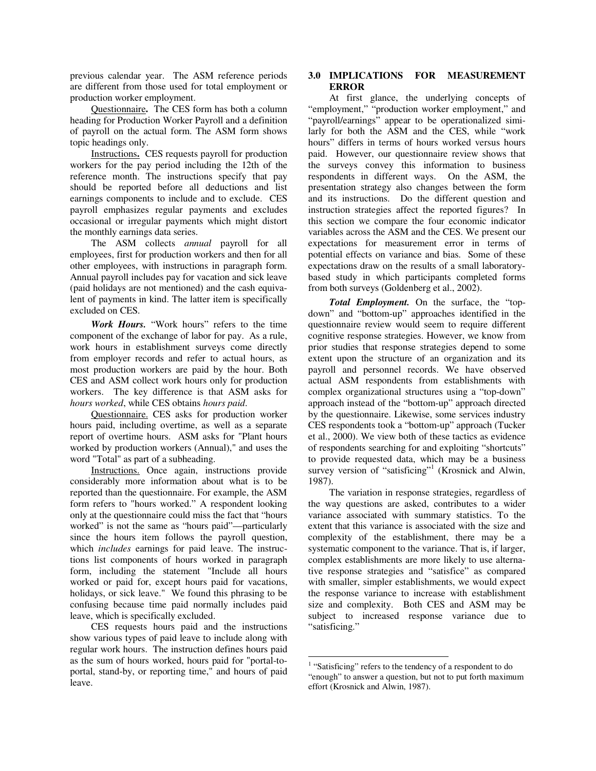previous calendar year. The ASM reference periods are different from those used for total employment or production worker employment.

Questionnaire**.** The CES form has both a column heading for Production Worker Payroll and a definition of payroll on the actual form. The ASM form shows topic headings only.

Instructions**.** CES requests payroll for production workers for the pay period including the 12th of the reference month. The instructions specify that pay should be reported before all deductions and list earnings components to include and to exclude. CES payroll emphasizes regular payments and excludes occasional or irregular payments which might distort the monthly earnings data series.

The ASM collects *annual* payroll for all employees, first for production workers and then for all other employees, with instructions in paragraph form. Annual payroll includes pay for vacation and sick leave (paid holidays are not mentioned) and the cash equivalent of payments in kind. The latter item is specifically excluded on CES.

***Work Hours.*** "Work hours" refers to the time component of the exchange of labor for pay. As a rule, work hours in establishment surveys come directly from employer records and refer to actual hours, as most production workers are paid by the hour. Both CES and ASM collect work hours only for production workers. The key difference is that ASM asks for *hours worked*, while CES obtains *hours paid*.

Questionnaire. CES asks for production worker hours paid, including overtime, as well as a separate report of overtime hours. ASM asks for "Plant hours worked by production workers (Annual)," and uses the word "Total" as part of a subheading.

Instructions. Once again, instructions provide considerably more information about what is to be reported than the questionnaire. For example, the ASM form refers to "hours worked." A respondent looking only at the questionnaire could miss the fact that "hours worked" is not the same as "hours paid"—particularly since the hours item follows the payroll question, which *includes* earnings for paid leave. The instructions list components of hours worked in paragraph form, including the statement "Include all hours worked or paid for, except hours paid for vacations, holidays, or sick leave." We found this phrasing to be confusing because time paid normally includes paid leave, which is specifically excluded.

CES requests hours paid and the instructions show various types of paid leave to include along with regular work hours. The instruction defines hours paid as the sum of hours worked, hours paid for "portal-to-portal, stand-by, or reporting time," and hours of paid leave.

## 3.0 IMPLICATIONS FOR MEASUREMENT ERROR

At first glance, the underlying concepts of "employment," "production worker employment," and "payroll/earnings" appear to be operationalized similarly for both the ASM and the CES, while "work hours" differs in terms of hours worked versus hours paid. However, our questionnaire review shows that the surveys convey this information to business respondents in different ways. On the ASM, the presentation strategy also changes between the form and its instructions. Do the different question and instruction strategies affect the reported figures? In this section we compare the four economic indicator variables across the ASM and the CES. We present our expectations for measurement error in terms of potential effects on variance and bias. Some of these expectations draw on the results of a small laboratory-based study in which participants completed forms from both surveys (Goldenberg et al., 2002).

***Total Employment.*** On the surface, the "top-down" and "bottom-up" approaches identified in the questionnaire review would seem to require different cognitive response strategies. However, we know from prior studies that response strategies depend to some extent upon the structure of an organization and its payroll and personnel records. We have observed actual ASM respondents from establishments with complex organizational structures using a "top-down" approach instead of the "bottom-up" approach directed by the questionnaire. Likewise, some services industry CES respondents took a "bottom-up" approach (Tucker et al., 2000). We view both of these tactics as evidence of respondents searching for and exploiting "shortcuts" to provide requested data, which may be a business survey version of "satisficing"[1] (Krosnick and Alwin, 1987).

The variation in response strategies, regardless of the way questions are asked, contributes to a wider variance associated with summary statistics. To the extent that this variance is associated with the size and complexity of the establishment, there may be a systematic component to the variance. That is, if larger, complex establishments are more likely to use alternative response strategies and "satisfice" as compared with smaller, simpler establishments, we would expect the response variance to increase with establishment size and complexity. Both CES and ASM may be subject to increased response variance due to "satisficing."

[1] "Satisficing" refers to the tendency of a respondent to do "enough" to answer a question, but not to put forth maximum effort (Krosnick and Alwin, 1987).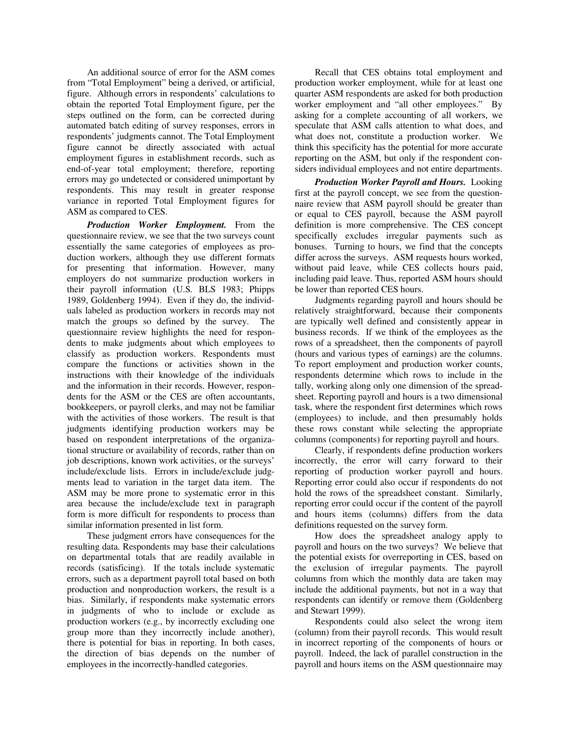An additional source of error for the ASM comes from "Total Employment" being a derived, or artificial, figure. Although errors in respondents' calculations to obtain the reported Total Employment figure, per the steps outlined on the form, can be corrected during automated batch editing of survey responses, errors in respondents' judgments cannot. The Total Employment figure cannot be directly associated with actual employment figures in establishment records, such as end-of-year total employment; therefore, reporting errors may go undetected or considered unimportant by respondents. This may result in greater response variance in reported Total Employment figures for ASM as compared to CES.

***Production Worker Employment.*** From the questionnaire review, we see that the two surveys count essentially the same categories of employees as production workers, although they use different formats for presenting that information. However, many employers do not summarize production workers in their payroll information (U.S. BLS 1983; Phipps 1989, Goldenberg 1994). Even if they do, the individuals labeled as production workers in records may not match the groups so defined by the survey. The questionnaire review highlights the need for respondents to make judgments about which employees to classify as production workers. Respondents must compare the functions or activities shown in the instructions with their knowledge of the individuals and the information in their records. However, respondents for the ASM or the CES are often accountants, bookkeepers, or payroll clerks, and may not be familiar with the activities of those workers. The result is that judgments identifying production workers may be based on respondent interpretations of the organizational structure or availability of records, rather than on job descriptions, known work activities, or the surveys' include/exclude lists. Errors in include/exclude judgments lead to variation in the target data item. The ASM may be more prone to systematic error in this area because the include/exclude text in paragraph form is more difficult for respondents to process than similar information presented in list form.

These judgment errors have consequences for the resulting data. Respondents may base their calculations on departmental totals that are readily available in records (satisficing). If the totals include systematic errors, such as a department payroll total based on both production and nonproduction workers, the result is a bias. Similarly, if respondents make systematic errors in judgments of who to include or exclude as production workers (e.g., by incorrectly excluding one group more than they incorrectly include another), there is potential for bias in reporting. In both cases, the direction of bias depends on the number of employees in the incorrectly-handled categories.

Recall that CES obtains total employment and production worker employment, while for at least one quarter ASM respondents are asked for both production worker employment and "all other employees." By asking for a complete accounting of all workers, we speculate that ASM calls attention to what does, and what does not, constitute a production worker. We think this specificity has the potential for more accurate reporting on the ASM, but only if the respondent considers individual employees and not entire departments.

***Production Worker Payroll and Hours.*** Looking first at the payroll concept, we see from the questionnaire review that ASM payroll should be greater than or equal to CES payroll, because the ASM payroll definition is more comprehensive. The CES concept specifically excludes irregular payments such as bonuses. Turning to hours, we find that the concepts differ across the surveys. ASM requests hours worked, without paid leave, while CES collects hours paid, including paid leave. Thus, reported ASM hours should be lower than reported CES hours.

Judgments regarding payroll and hours should be relatively straightforward, because their components are typically well defined and consistently appear in business records. If we think of the employees as the rows of a spreadsheet, then the components of payroll (hours and various types of earnings) are the columns. To report employment and production worker counts, respondents determine which rows to include in the tally, working along only one dimension of the spreadsheet. Reporting payroll and hours is a two dimensional task, where the respondent first determines which rows (employees) to include, and then presumably holds these rows constant while selecting the appropriate columns (components) for reporting payroll and hours.

Clearly, if respondents define production workers incorrectly, the error will carry forward to their reporting of production worker payroll and hours. Reporting error could also occur if respondents do not hold the rows of the spreadsheet constant. Similarly, reporting error could occur if the content of the payroll and hours items (columns) differs from the data definitions requested on the survey form.

How does the spreadsheet analogy apply to payroll and hours on the two surveys? We believe that the potential exists for overreporting in CES, based on the exclusion of irregular payments. The payroll columns from which the monthly data are taken may include the additional payments, but not in a way that respondents can identify or remove them (Goldenberg and Stewart 1999).

Respondents could also select the wrong item (column) from their payroll records. This would result in incorrect reporting of the components of hours or payroll. Indeed, the lack of parallel construction in the payroll and hours items on the ASM questionnaire may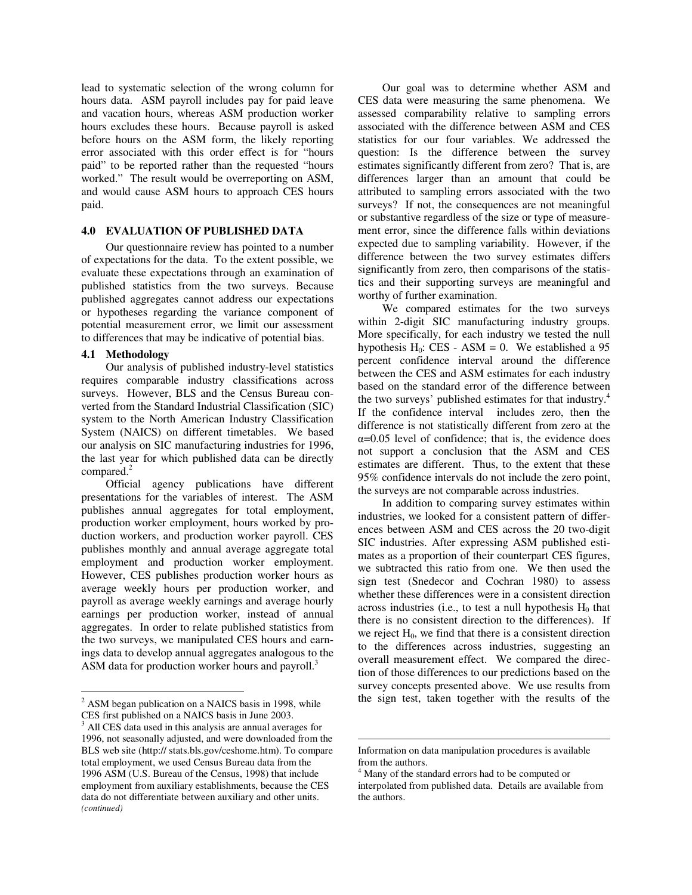lead to systematic selection of the wrong column for hours data. ASM payroll includes pay for paid leave and vacation hours, whereas ASM production worker hours excludes these hours. Because payroll is asked before hours on the ASM form, the likely reporting error associated with this order effect is for "hours paid" to be reported rather than the requested "hours worked." The result would be overreporting on ASM, and would cause ASM hours to approach CES hours paid.

## 4.0 EVALUATION OF PUBLISHED DATA

Our questionnaire review has pointed to a number of expectations for the data. To the extent possible, we evaluate these expectations through an examination of published statistics from the two surveys. Because published aggregates cannot address our expectations or hypotheses regarding the variance component of potential measurement error, we limit our assessment to differences that may be indicative of potential bias.

### 4.1 Methodology

Our analysis of published industry-level statistics requires comparable industry classifications across surveys. However, BLS and the Census Bureau converted from the Standard Industrial Classification (SIC) system to the North American Industry Classification System (NAICS) on different timetables. We based our analysis on SIC manufacturing industries for 1996, the last year for which published data can be directly compared.[2]

Official agency publications have different presentations for the variables of interest. The ASM publishes annual aggregates for total employment, production worker employment, hours worked by production workers, and production worker payroll. CES publishes monthly and annual average aggregate total employment and production worker employment. However, CES publishes production worker hours as average weekly hours per production worker, and payroll as average weekly earnings and average hourly earnings per production worker, instead of annual aggregates. In order to relate published statistics from the two surveys, we manipulated CES hours and earnings data to develop annual aggregates analogous to the ASM data for production worker hours and payroll.[3]

Our goal was to determine whether ASM and CES data were measuring the same phenomena. We assessed comparability relative to sampling errors associated with the difference between ASM and CES statistics for our four variables. We addressed the question: Is the difference between the survey estimates significantly different from zero? That is, are differences larger than an amount that could be attributed to sampling errors associated with the two surveys? If not, the consequences are not meaningful or substantive regardless of the size or type of measurement error, since the difference falls within deviations expected due to sampling variability. However, if the difference between the two survey estimates differs significantly from zero, then comparisons of the statistics and their supporting surveys are meaningful and worthy of further examination.

We compared estimates for the two surveys within 2-digit SIC manufacturing industry groups. More specifically, for each industry we tested the null hypothesis $H_0$: CES - ASM = 0. We established a 95 percent confidence interval around the difference between the CES and ASM estimates for each industry based on the standard error of the difference between the two surveys' published estimates for that industry.[4] If the confidence interval includes zero, then the difference is not statistically different from zero at the $\alpha$=0.05 level of confidence; that is, the evidence does not support a conclusion that the ASM and CES estimates are different. Thus, to the extent that these 95% confidence intervals do not include the zero point, the surveys are not comparable across industries.

In addition to comparing survey estimates within industries, we looked for a consistent pattern of differences between ASM and CES across the 20 two-digit SIC industries. After expressing ASM published estimates as a proportion of their counterpart CES figures, we subtracted this ratio from one. We then used the sign test (Snedecor and Cochran 1980) to assess whether these differences were in a consistent direction across industries (i.e., to test a null hypothesis $H_0$ that there is no consistent direction to the differences). If we reject $H_0$, we find that there is a consistent direction to the differences across industries, suggesting an overall measurement effect. We compared the direction of those differences to our predictions based on the survey concepts presented above. We use results from the sign test, taken together with the results of the

---

[2] ASM began publication on a NAICS basis in 1998, while CES first published on a NAICS basis in June 2003.

[3] All CES data used in this analysis are annual averages for 1996, not seasonally adjusted, and were downloaded from the BLS web site (http:// stats.bls.gov/ceshome.htm). To compare total employment, we used Census Bureau data from the 1996 ASM (U.S. Bureau of the Census, 1998) that include employment from auxiliary establishments, because the CES data do not differentiate between auxiliary and other units. *(continued)*

Information on data manipulation procedures is available from the authors.

[4] Many of the standard errors had to be computed or interpolated from published data. Details are available from the authors.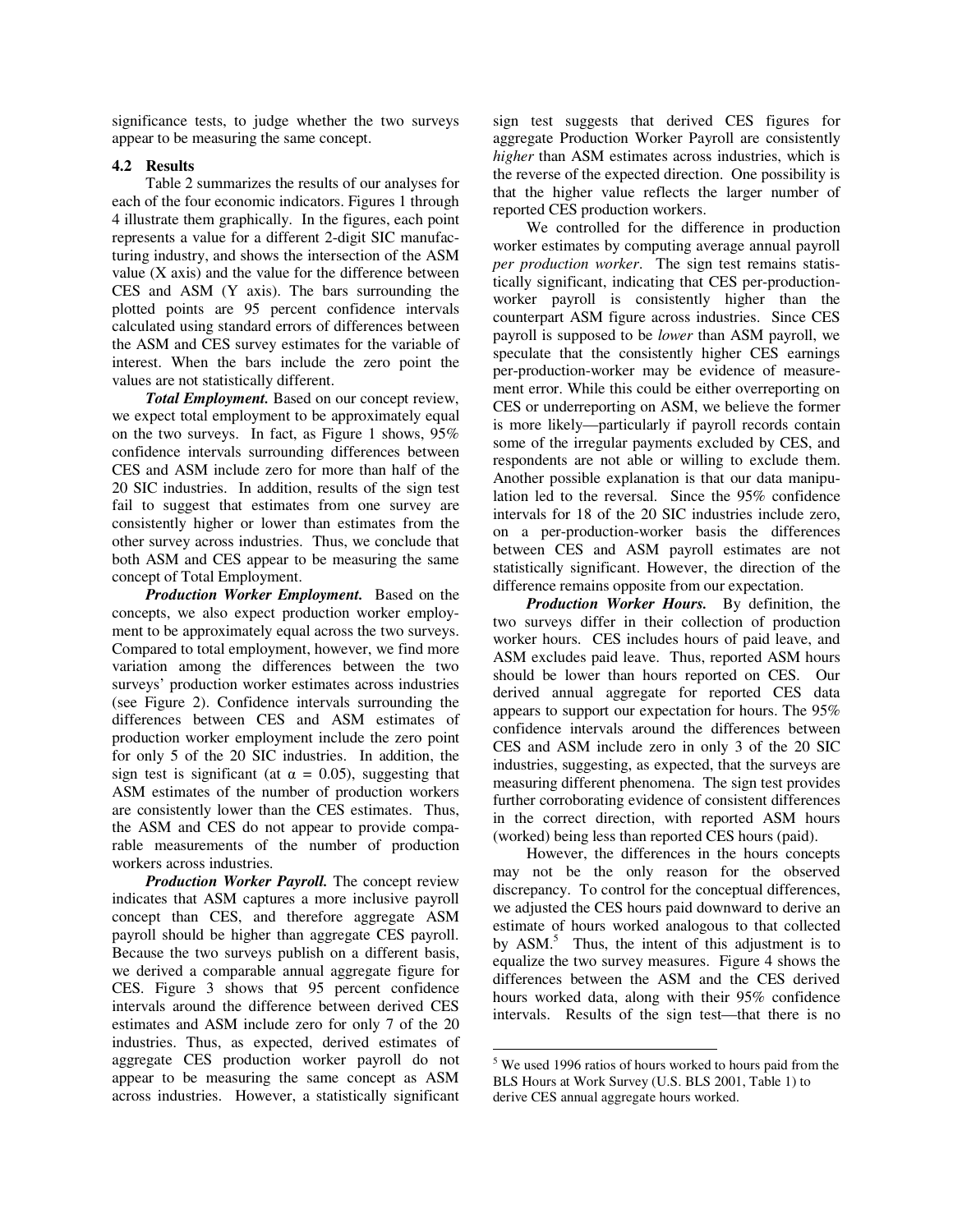significance tests, to judge whether the two surveys appear to be measuring the same concept.

### 4.2 Results

Table 2 summarizes the results of our analyses for each of the four economic indicators. Figures 1 through 4 illustrate them graphically. In the figures, each point represents a value for a different 2-digit SIC manufacturing industry, and shows the intersection of the ASM value (X axis) and the value for the difference between CES and ASM (Y axis). The bars surrounding the plotted points are 95 percent confidence intervals calculated using standard errors of differences between the ASM and CES survey estimates for the variable of interest. When the bars include the zero point the values are not statistically different.

***Total Employment.*** Based on our concept review, we expect total employment to be approximately equal on the two surveys. In fact, as Figure 1 shows, 95% confidence intervals surrounding differences between CES and ASM include zero for more than half of the 20 SIC industries. In addition, results of the sign test fail to suggest that estimates from one survey are consistently higher or lower than estimates from the other survey across industries. Thus, we conclude that both ASM and CES appear to be measuring the same concept of Total Employment.

***Production Worker Employment.*** Based on the concepts, we also expect production worker employment to be approximately equal across the two surveys. Compared to total employment, however, we find more variation among the differences between the two surveys' production worker estimates across industries (see Figure 2). Confidence intervals surrounding the differences between CES and ASM estimates of production worker employment include the zero point for only 5 of the 20 SIC industries. In addition, the sign test is significant (at $\alpha = 0.05$), suggesting that ASM estimates of the number of production workers are consistently lower than the CES estimates. Thus, the ASM and CES do not appear to provide comparable measurements of the number of production workers across industries.

***Production Worker Payroll.*** The concept review indicates that ASM captures a more inclusive payroll concept than CES, and therefore aggregate ASM payroll should be higher than aggregate CES payroll. Because the two surveys publish on a different basis, we derived a comparable annual aggregate figure for CES. Figure 3 shows that 95 percent confidence intervals around the difference between derived CES estimates and ASM include zero for only 7 of the 20 industries. Thus, as expected, derived estimates of aggregate CES production worker payroll do not appear to be measuring the same concept as ASM across industries. However, a statistically significant sign test suggests that derived CES figures for aggregate Production Worker Payroll are consistently *higher* than ASM estimates across industries, which is the reverse of the expected direction. One possibility is that the higher value reflects the larger number of reported CES production workers.

We controlled for the difference in production worker estimates by computing average annual payroll *per production worker*. The sign test remains statistically significant, indicating that CES per-production-worker payroll is consistently higher than the counterpart ASM figure across industries. Since CES payroll is supposed to be *lower* than ASM payroll, we speculate that the consistently higher CES earnings per-production-worker may be evidence of measurement error. While this could be either overreporting on CES or underreporting on ASM, we believe the former is more likely—particularly if payroll records contain some of the irregular payments excluded by CES, and respondents are not able or willing to exclude them. Another possible explanation is that our data manipulation led to the reversal. Since the 95% confidence intervals for 18 of the 20 SIC industries include zero, on a per-production-worker basis the differences between CES and ASM payroll estimates are not statistically significant. However, the direction of the difference remains opposite from our expectation.

***Production Worker Hours.*** By definition, the two surveys differ in their collection of production worker hours. CES includes hours of paid leave, and ASM excludes paid leave. Thus, reported ASM hours should be lower than hours reported on CES. Our derived annual aggregate for reported CES data appears to support our expectation for hours. The 95% confidence intervals around the differences between CES and ASM include zero in only 3 of the 20 SIC industries, suggesting, as expected, that the surveys are measuring different phenomena. The sign test provides further corroborating evidence of consistent differences in the correct direction, with reported ASM hours (worked) being less than reported CES hours (paid).

However, the differences in the hours concepts may not be the only reason for the observed discrepancy. To control for the conceptual differences, we adjusted the CES hours paid downward to derive an estimate of hours worked analogous to that collected by ASM.[5] Thus, the intent of this adjustment is to equalize the two survey measures. Figure 4 shows the differences between the ASM and the CES derived hours worked data, along with their 95% confidence intervals. Results of the sign test—that there is no

[5] We used 1996 ratios of hours worked to hours paid from the BLS Hours at Work Survey (U.S. BLS 2001, Table 1) to derive CES annual aggregate hours worked.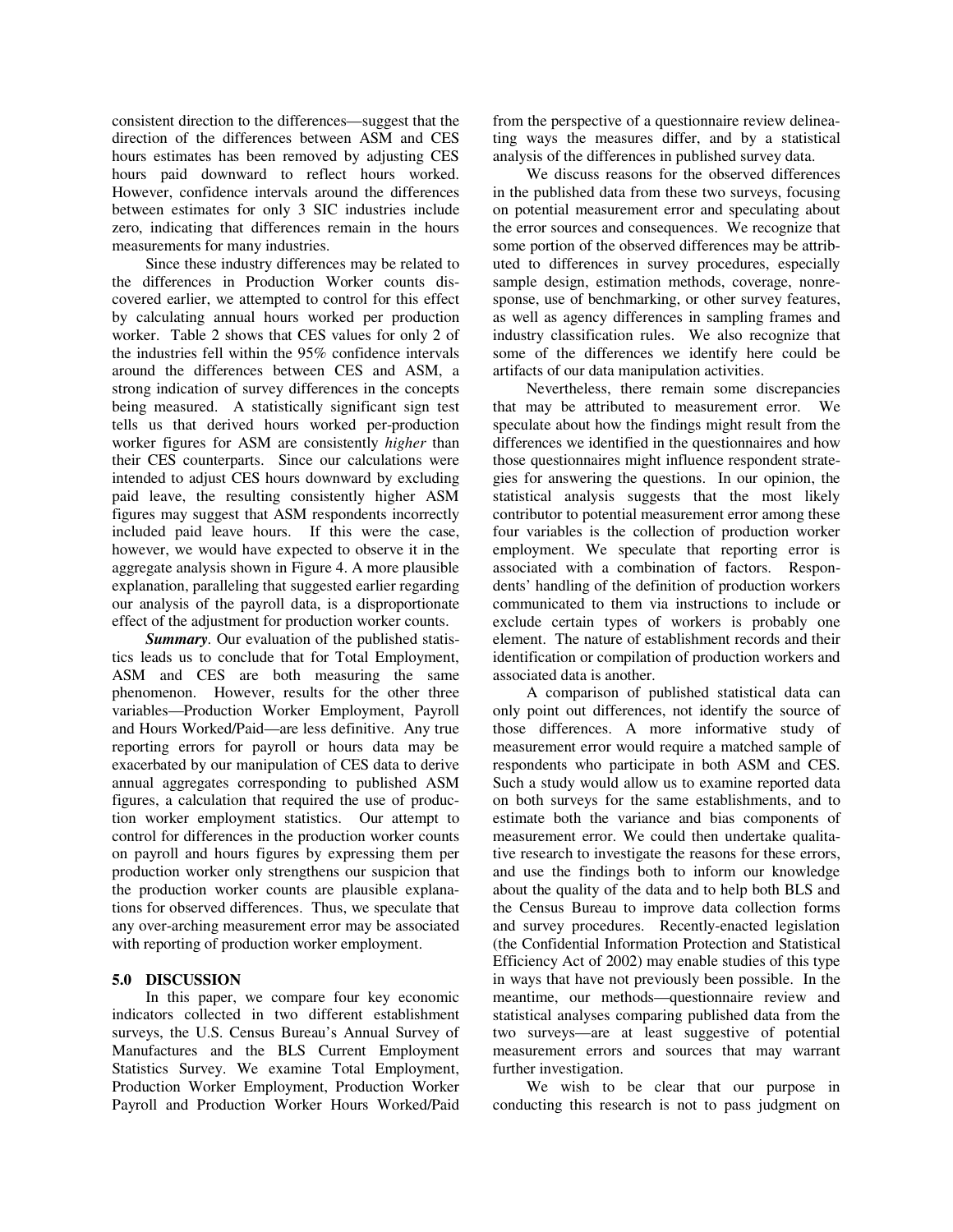consistent direction to the differences—suggest that the direction of the differences between ASM and CES hours estimates has been removed by adjusting CES hours paid downward to reflect hours worked. However, confidence intervals around the differences between estimates for only 3 SIC industries include zero, indicating that differences remain in the hours measurements for many industries.

Since these industry differences may be related to the differences in Production Worker counts discovered earlier, we attempted to control for this effect by calculating annual hours worked per production worker. Table 2 shows that CES values for only 2 of the industries fell within the 95% confidence intervals around the differences between CES and ASM, a strong indication of survey differences in the concepts being measured. A statistically significant sign test tells us that derived hours worked per-production worker figures for ASM are consistently *higher* than their CES counterparts. Since our calculations were intended to adjust CES hours downward by excluding paid leave, the resulting consistently higher ASM figures may suggest that ASM respondents incorrectly included paid leave hours. If this were the case, however, we would have expected to observe it in the aggregate analysis shown in Figure 4. A more plausible explanation, paralleling that suggested earlier regarding our analysis of the payroll data, is a disproportionate effect of the adjustment for production worker counts.

***Summary***. Our evaluation of the published statistics leads us to conclude that for Total Employment, ASM and CES are both measuring the same phenomenon. However, results for the other three variables—Production Worker Employment, Payroll and Hours Worked/Paid—are less definitive. Any true reporting errors for payroll or hours data may be exacerbated by our manipulation of CES data to derive annual aggregates corresponding to published ASM figures, a calculation that required the use of production worker employment statistics. Our attempt to control for differences in the production worker counts on payroll and hours figures by expressing them per production worker only strengthens our suspicion that the production worker counts are plausible explanations for observed differences. Thus, we speculate that any over-arching measurement error may be associated with reporting of production worker employment.

## 5.0 DISCUSSION

In this paper, we compare four key economic indicators collected in two different establishment surveys, the U.S. Census Bureau's Annual Survey of Manufactures and the BLS Current Employment Statistics Survey. We examine Total Employment, Production Worker Employment, Production Worker Payroll and Production Worker Hours Worked/Paid from the perspective of a questionnaire review delineating ways the measures differ, and by a statistical analysis of the differences in published survey data.

We discuss reasons for the observed differences in the published data from these two surveys, focusing on potential measurement error and speculating about the error sources and consequences. We recognize that some portion of the observed differences may be attributed to differences in survey procedures, especially sample design, estimation methods, coverage, nonresponse, use of benchmarking, or other survey features, as well as agency differences in sampling frames and industry classification rules. We also recognize that some of the differences we identify here could be artifacts of our data manipulation activities.

Nevertheless, there remain some discrepancies that may be attributed to measurement error. We speculate about how the findings might result from the differences we identified in the questionnaires and how those questionnaires might influence respondent strategies for answering the questions. In our opinion, the statistical analysis suggests that the most likely contributor to potential measurement error among these four variables is the collection of production worker employment. We speculate that reporting error is associated with a combination of factors. Respondents' handling of the definition of production workers communicated to them via instructions to include or exclude certain types of workers is probably one element. The nature of establishment records and their identification or compilation of production workers and associated data is another.

A comparison of published statistical data can only point out differences, not identify the source of those differences. A more informative study of measurement error would require a matched sample of respondents who participate in both ASM and CES. Such a study would allow us to examine reported data on both surveys for the same establishments, and to estimate both the variance and bias components of measurement error. We could then undertake qualitative research to investigate the reasons for these errors, and use the findings both to inform our knowledge about the quality of the data and to help both BLS and the Census Bureau to improve data collection forms and survey procedures. Recently-enacted legislation (the Confidential Information Protection and Statistical Efficiency Act of 2002) may enable studies of this type in ways that have not previously been possible. In the meantime, our methods—questionnaire review and statistical analyses comparing published data from the two surveys—are at least suggestive of potential measurement errors and sources that may warrant further investigation.

We wish to be clear that our purpose in conducting this research is not to pass judgment on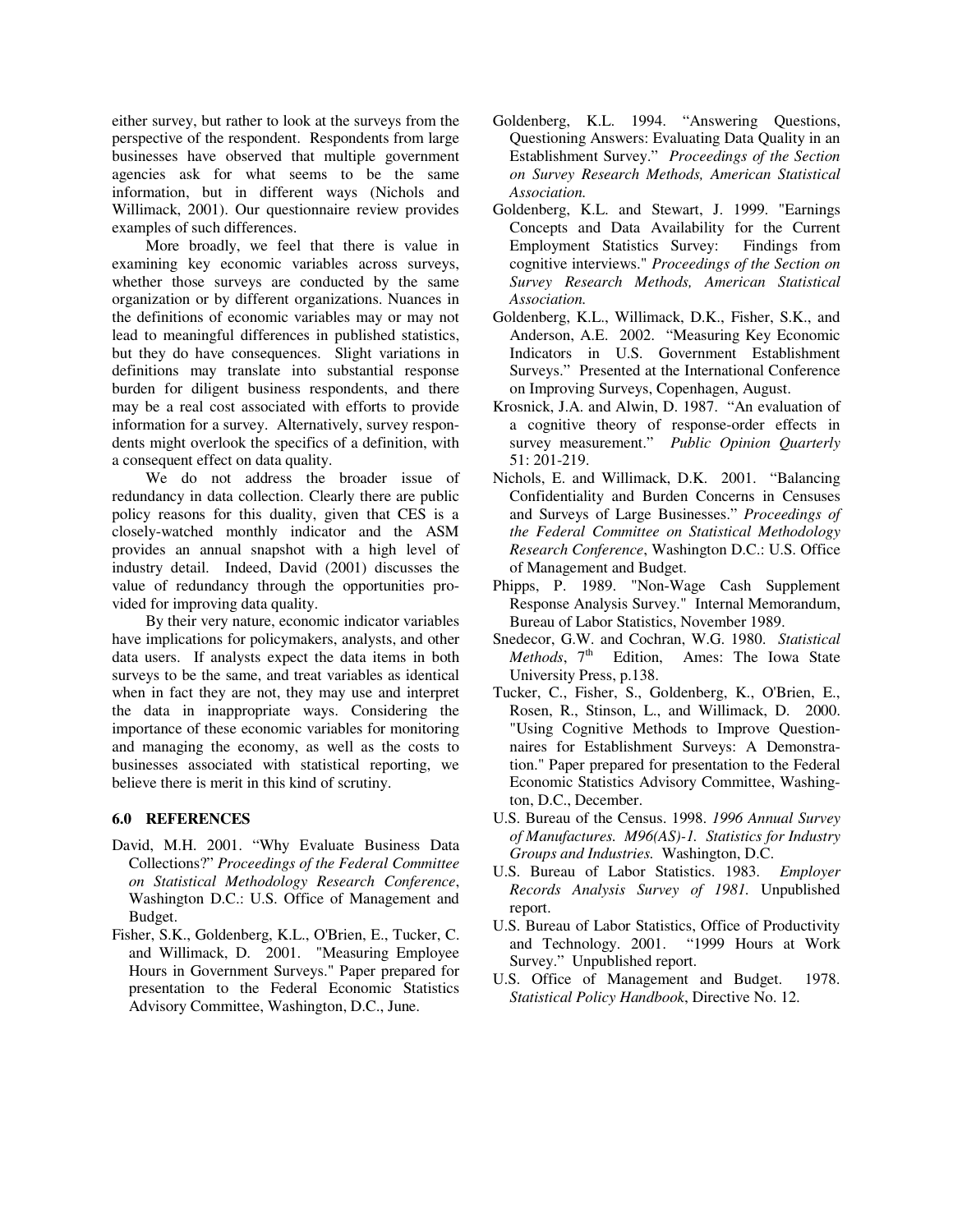either survey, but rather to look at the surveys from the perspective of the respondent. Respondents from large businesses have observed that multiple government agencies ask for what seems to be the same information, but in different ways (Nichols and Willimack, 2001). Our questionnaire review provides examples of such differences.

More broadly, we feel that there is value in examining key economic variables across surveys, whether those surveys are conducted by the same organization or by different organizations. Nuances in the definitions of economic variables may or may not lead to meaningful differences in published statistics, but they do have consequences. Slight variations in definitions may translate into substantial response burden for diligent business respondents, and there may be a real cost associated with efforts to provide information for a survey. Alternatively, survey respondents might overlook the specifics of a definition, with a consequent effect on data quality.

We do not address the broader issue of redundancy in data collection. Clearly there are public policy reasons for this duality, given that CES is a closely-watched monthly indicator and the ASM provides an annual snapshot with a high level of industry detail. Indeed, David (2001) discusses the value of redundancy through the opportunities provided for improving data quality.

By their very nature, economic indicator variables have implications for policymakers, analysts, and other data users. If analysts expect the data items in both surveys to be the same, and treat variables as identical when in fact they are not, they may use and interpret the data in inappropriate ways. Considering the importance of these economic variables for monitoring and managing the economy, as well as the costs to businesses associated with statistical reporting, we believe there is merit in this kind of scrutiny.

## 6.0 REFERENCES

David, M.H. 2001. "Why Evaluate Business Data Collections?" *Proceedings of the Federal Committee on Statistical Methodology Research Conference*, Washington D.C.: U.S. Office of Management and Budget.

Fisher, S.K., Goldenberg, K.L., O'Brien, E., Tucker, C. and Willimack, D. 2001. "Measuring Employee Hours in Government Surveys." Paper prepared for presentation to the Federal Economic Statistics Advisory Committee, Washington, D.C., June.

Goldenberg, K.L. 1994. "Answering Questions, Questioning Answers: Evaluating Data Quality in an Establishment Survey." *Proceedings of the Section on Survey Research Methods, American Statistical Association.*

Goldenberg, K.L. and Stewart, J. 1999. "Earnings Concepts and Data Availability for the Current Employment Statistics Survey: Findings from cognitive interviews." *Proceedings of the Section on Survey Research Methods, American Statistical Association.*

Goldenberg, K.L., Willimack, D.K., Fisher, S.K., and Anderson, A.E. 2002. "Measuring Key Economic Indicators in U.S. Government Establishment Surveys." Presented at the International Conference on Improving Surveys, Copenhagen, August.

Krosnick, J.A. and Alwin, D. 1987. "An evaluation of a cognitive theory of response-order effects in survey measurement." *Public Opinion Quarterly* 51: 201-219.

Nichols, E. and Willimack, D.K. 2001. "Balancing Confidentiality and Burden Concerns in Censuses and Surveys of Large Businesses." *Proceedings of the Federal Committee on Statistical Methodology Research Conference*, Washington D.C.: U.S. Office of Management and Budget.

Phipps, P. 1989. "Non-Wage Cash Supplement Response Analysis Survey." Internal Memorandum, Bureau of Labor Statistics, November 1989.

Snedecor, G.W. and Cochran, W.G. 1980. *Statistical Methods*, 7th Edition, Ames: The Iowa State University Press, p.138.

Tucker, C., Fisher, S., Goldenberg, K., O'Brien, E., Rosen, R., Stinson, L., and Willimack, D. 2000. "Using Cognitive Methods to Improve Questionnaires for Establishment Surveys: A Demonstration." Paper prepared for presentation to the Federal Economic Statistics Advisory Committee, Washington, D.C., December.

U.S. Bureau of the Census. 1998. *1996 Annual Survey of Manufactures. M96(AS)-1. Statistics for Industry Groups and Industries.* Washington, D.C.

U.S. Bureau of Labor Statistics. 1983. *Employer Records Analysis Survey of 1981.* Unpublished report.

U.S. Bureau of Labor Statistics, Office of Productivity and Technology. 2001. "1999 Hours at Work Survey." Unpublished report.

U.S. Office of Management and Budget. 1978. *Statistical Policy Handbook*, Directive No. 12.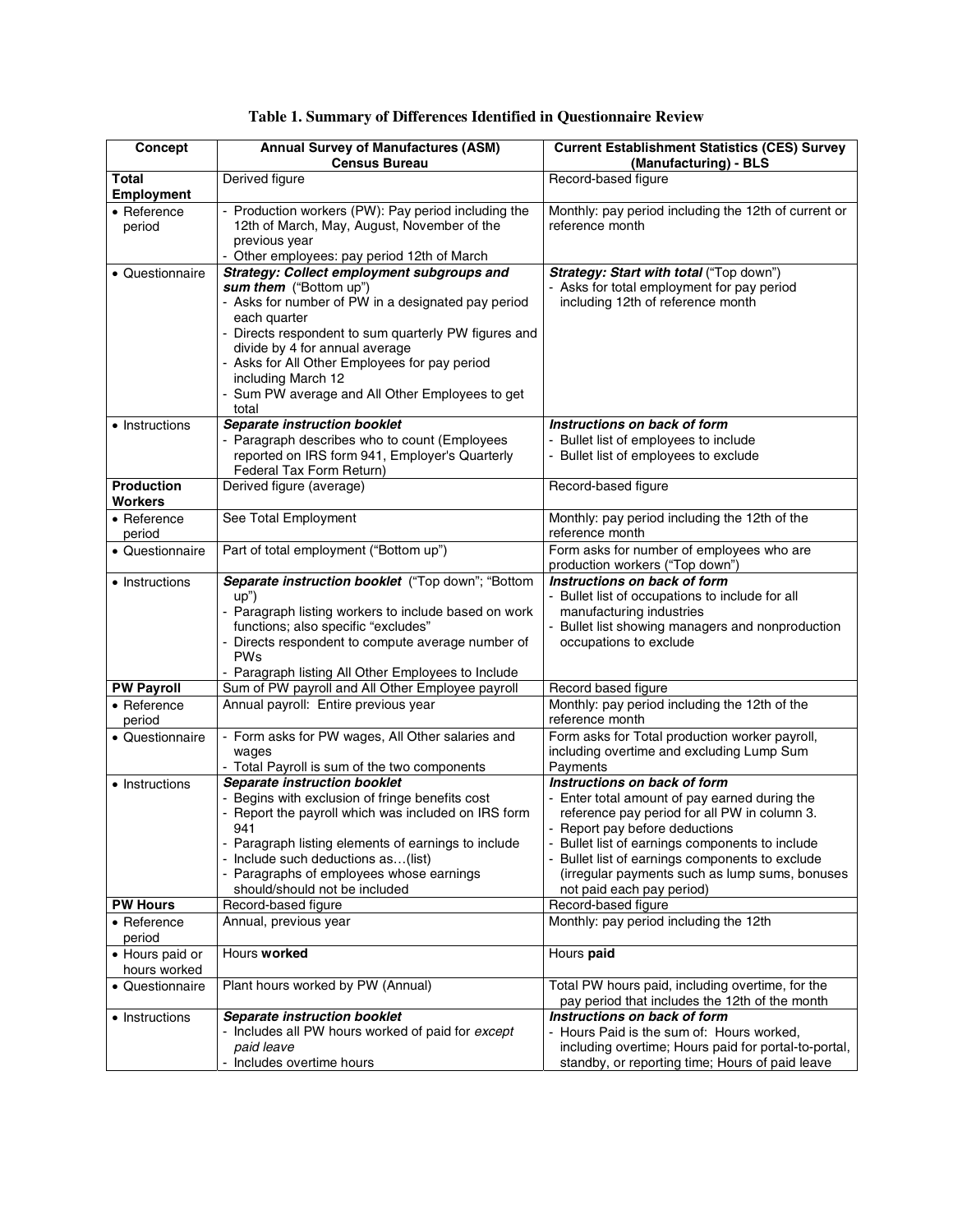**Table 1. Summary of Differences Identified in Questionnaire Review**

| Concept | Annual Survey of Manufactures (ASM) Census Bureau | Current Establishment Statistics (CES) Survey (Manufacturing) - BLS |
|---|---|---|
| **Total Employment** | Derived figure | Record-based figure |
| • Reference period | - Production workers (PW): Pay period including the 12th of March, May, August, November of the previous year<br>- Other employees: pay period 12th of March | Monthly: pay period including the 12th of current or reference month |
| • Questionnaire | ***Strategy: Collect employment subgroups and sum them*** ("Bottom up")<br>- Asks for number of PW in a designated pay period each quarter<br>- Directs respondent to sum quarterly PW figures and divide by 4 for annual average<br>- Asks for All Other Employees for pay period including March 12<br>- Sum PW average and All Other Employees to get total | ***Strategy: Start with total*** ("Top down")<br>- Asks for total employment for pay period including 12th of reference month |
| • Instructions | ***Separate instruction booklet***<br>- Paragraph describes who to count (Employees reported on IRS form 941, Employer's Quarterly Federal Tax Form Return) | ***Instructions on back of form***<br>- Bullet list of employees to include<br>- Bullet list of employees to exclude |
| **Production Workers** | Derived figure (average) | Record-based figure |
| • Reference period | See Total Employment | Monthly: pay period including the 12th of the reference month |
| • Questionnaire | Part of total employment ("Bottom up") | Form asks for number of employees who are production workers ("Top down") |
| • Instructions | ***Separate instruction booklet*** ("Top down"; "Bottom up")<br>- Paragraph listing workers to include based on work functions; also specific "excludes"<br>- Directs respondent to compute average number of PWs<br>- Paragraph listing All Other Employees to Include | ***Instructions on back of form***<br>- Bullet list of occupations to include for all manufacturing industries<br>- Bullet list showing managers and nonproduction occupations to exclude |
| **PW Payroll** | Sum of PW payroll and All Other Employee payroll | Record based figure |
| • Reference period | Annual payroll: Entire previous year | Monthly: pay period including the 12th of the reference month |
| • Questionnaire | - Form asks for PW wages, All Other salaries and wages<br>- Total Payroll is sum of the two components | Form asks for Total production worker payroll, including overtime and excluding Lump Sum Payments |
| • Instructions | ***Separate instruction booklet***<br>- Begins with exclusion of fringe benefits cost<br>- Report the payroll which was included on IRS form 941<br>- Paragraph listing elements of earnings to include<br>- Include such deductions as…(list)<br>- Paragraphs of employees whose earnings should/should not be included | ***Instructions on back of form***<br>- Enter total amount of pay earned during the reference pay period for all PW in column 3.<br>- Report pay before deductions<br>- Bullet list of earnings components to include<br>- Bullet list of earnings components to exclude (irregular payments such as lump sums, bonuses not paid each pay period) |
| **PW Hours** | Record-based figure | Record-based figure |
| • Reference period | Annual, previous year | Monthly: pay period including the 12th |
| • Hours paid or hours worked | Hours **worked** | Hours **paid** |
| • Questionnaire | Plant hours worked by PW (Annual) | Total PW hours paid, including overtime, for the pay period that includes the 12th of the month |
| • Instructions | ***Separate instruction booklet***<br>- Includes all PW hours worked of paid for *except paid leave*<br>- Includes overtime hours | ***Instructions on back of form***<br>- Hours Paid is the sum of: Hours worked, including overtime; Hours paid for portal-to-portal, standby, or reporting time; Hours of paid leave |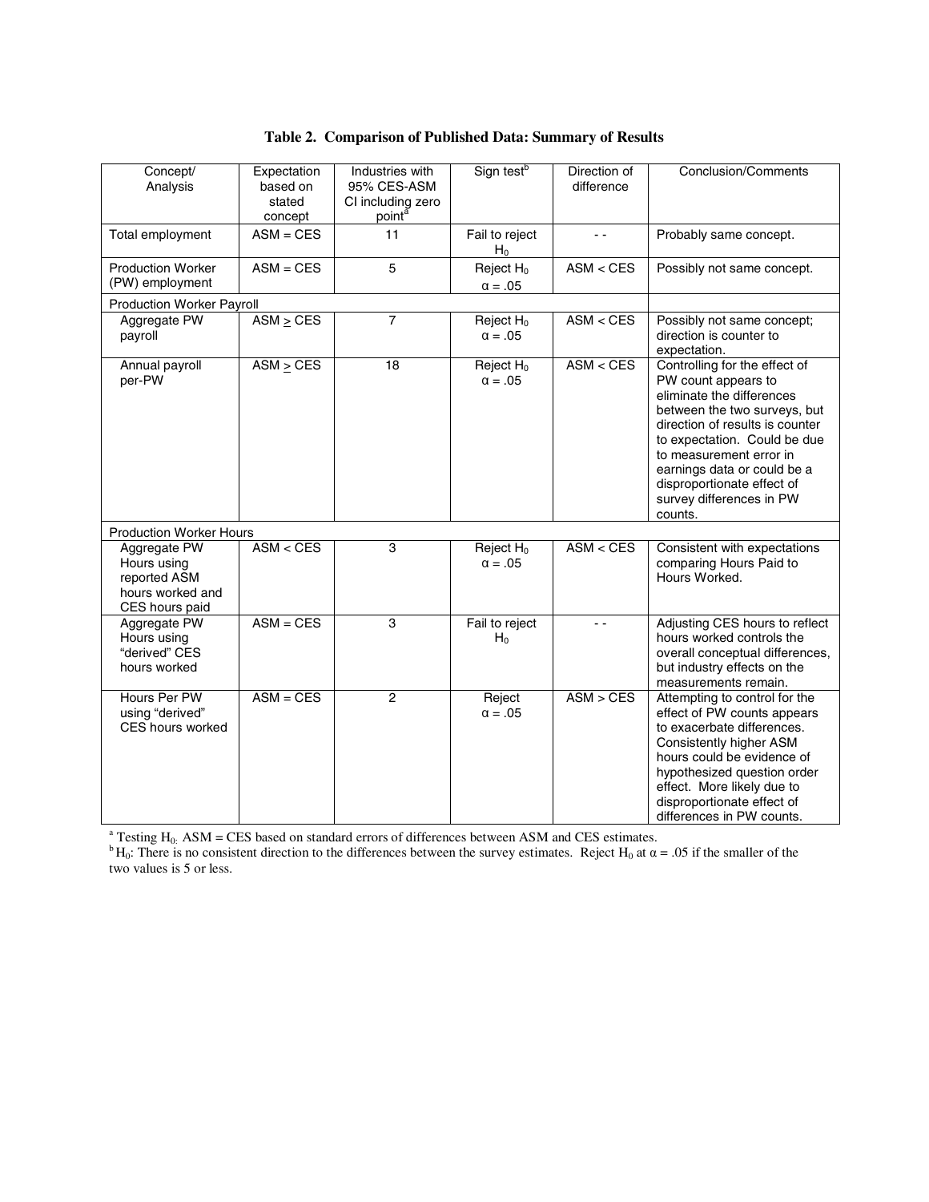**Table 2. Comparison of Published Data: Summary of Results**

| Concept/ Analysis | Expectation based on stated concept | Industries with 95% CES-ASM CI including zero point[a] | Sign test[b] | Direction of difference | Conclusion/Comments |
|---|---|---|---|---|---|
| Total employment | ASM = CES | 11 | Fail to reject $H_0$ | - - | Probably same concept. |
| Production Worker (PW) employment | ASM = CES | 5 | Reject $H_0$ $\alpha = .05$ | ASM < CES | Possibly not same concept. |
| Production Worker Payroll | | | | | |
| Aggregate PW payroll | ASM $\geq$ CES | 7 | Reject $H_0$ $\alpha = .05$ | ASM < CES | Possibly not same concept; direction is counter to expectation. |
| Annual payroll per-PW | ASM $\geq$ CES | 18 | Reject $H_0$ $\alpha = .05$ | ASM < CES | Controlling for the effect of PW count appears to eliminate the differences between the two surveys, but direction of results is counter to expectation. Could be due to measurement error in earnings data or could be a disproportionate effect of survey differences in PW counts. |
| Production Worker Hours | | | | | |
| Aggregate PW Hours using reported ASM hours worked and CES hours paid | ASM < CES | 3 | Reject $H_0$ $\alpha = .05$ | ASM < CES | Consistent with expectations comparing Hours Paid to Hours Worked. |
| Aggregate PW Hours using "derived" CES hours worked | ASM = CES | 3 | Fail to reject $H_0$ | - - | Adjusting CES hours to reflect hours worked controls the overall conceptual differences, but industry effects on the measurements remain. |
| Hours Per PW using "derived" CES hours worked | ASM = CES | 2 | Reject $\alpha = .05$ | ASM > CES | Attempting to control for the effect of PW counts appears to exacerbate differences. Consistently higher ASM hours could be evidence of hypothesized question order effect. More likely due to disproportionate effect of differences in PW counts. |

[a] Testing $H_0$: ASM = CES based on standard errors of differences between ASM and CES estimates.
[b] $H_0$: There is no consistent direction to the differences between the survey estimates. Reject $H_0$ at $\alpha = .05$ if the smaller of the two values is 5 or less.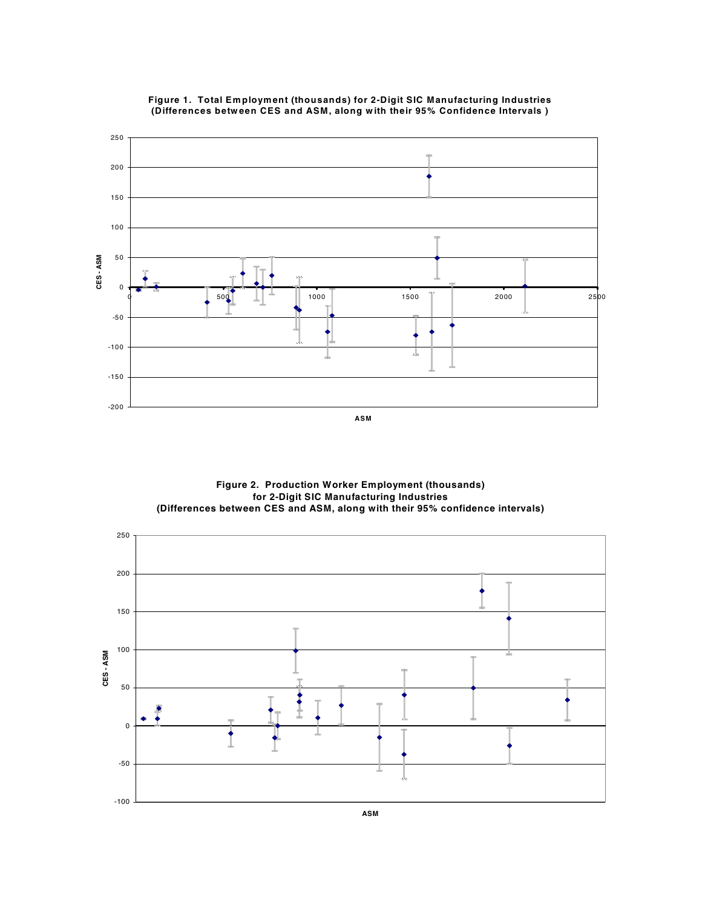**Figure 1. Total Employment (thousands) for 2-Digit SIC Manufacturing Industries (Differences between CES and ASM, along with their 95% Confidence Intervals )**

**Figure 2. Production Worker Employment (thousands) for 2-Digit SIC Manufacturing Industries (Differences between CES and ASM, along with their 95% confidence intervals)**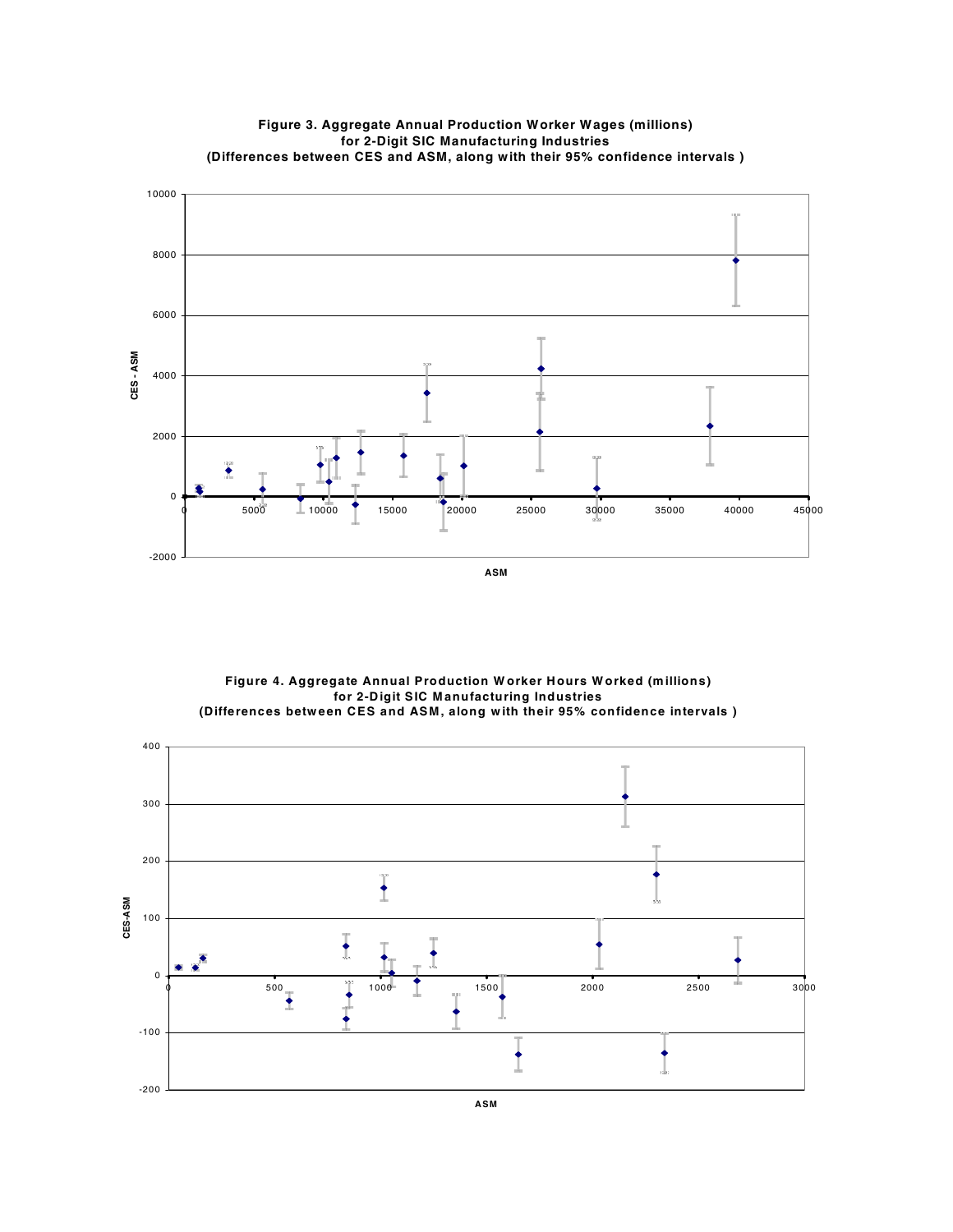**Figure 3. Aggregate Annual Production Worker Wages (millions) for 2-Digit SIC Manufacturing Industries (Differences between CES and ASM, along with their 95% confidence intervals )**

CES - ASM

10000
8000
6000
4000
2000
0
-2000

0 5000 10000 15000 20000 25000 30000 35000 40000 45000

ASM

**Figure 4. Aggregate Annual Production Worker Hours Worked (millions) for 2-Digit SIC Manufacturing Industries (Differences between CES and ASM, along with their 95% confidence intervals )**

CES-ASM

400
300
200
100
0
-100
-200

0 500 1000 1500 2000 2500 3000

ASM